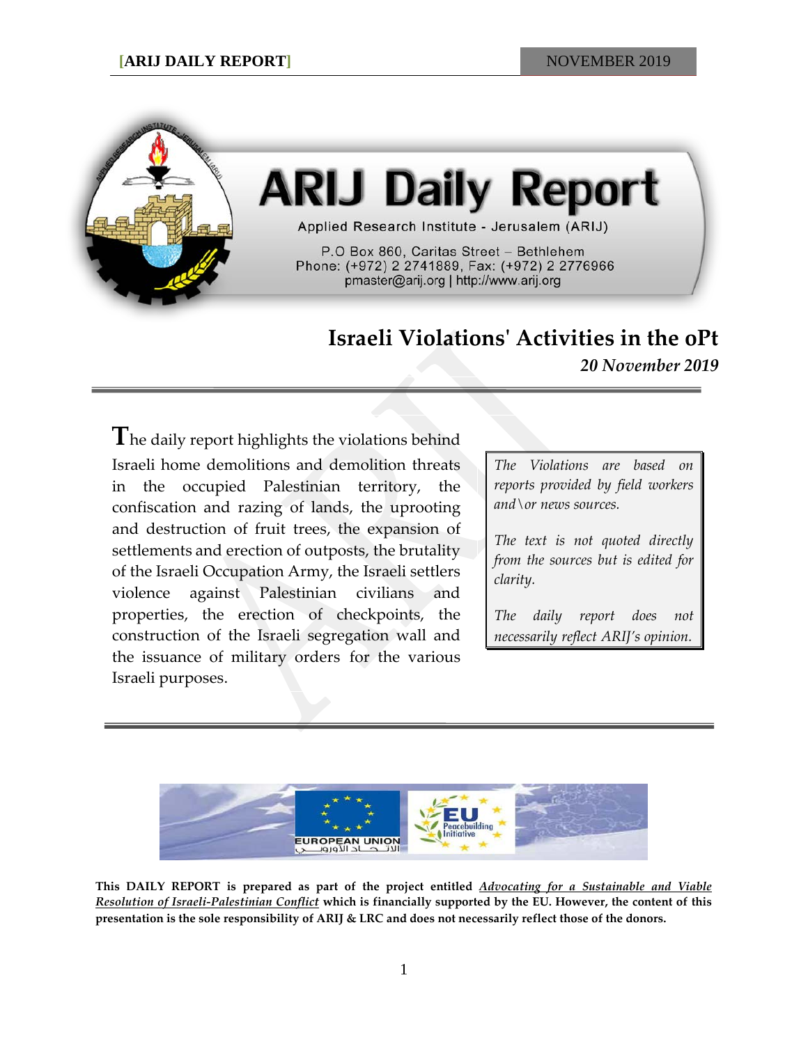# ARIJ Daily Report

Applied Research Institute - Jerusalem (ARIJ)

P.O Box 860, Caritas Street – Bethlehem
Phone: (+972) 2 2741889, Fax: (+972) 2 2776966
pmaster@arij.org | http://www.arij.org

## Israeli Violations' Activities in the oPt

***20 November 2019***

The daily report highlights the violations behind Israeli home demolitions and demolition threats in the occupied Palestinian territory, the confiscation and razing of lands, the uprooting and destruction of fruit trees, the expansion of settlements and erection of outposts, the brutality of the Israeli Occupation Army, the Israeli settlers violence against Palestinian civilians and properties, the erection of checkpoints, the construction of the Israeli segregation wall and the issuance of military orders for the various Israeli purposes.

*The Violations are based on reports provided by field workers and\or news sources.*

*The text is not quoted directly from the sources but is edited for clarity.*

*The daily report does not necessarily reflect ARIJ's opinion.*

EUROPEAN UNION الاتحاد الأوروبي

EU Peacebuilding Initiative

**This DAILY REPORT is prepared as part of the project entitled *Advocating for a Sustainable and Viable Resolution of Israeli-Palestinian Conflict* which is financially supported by the EU. However, the content of this presentation is the sole responsibility of ARIJ & LRC and does not necessarily reflect those of the donors.**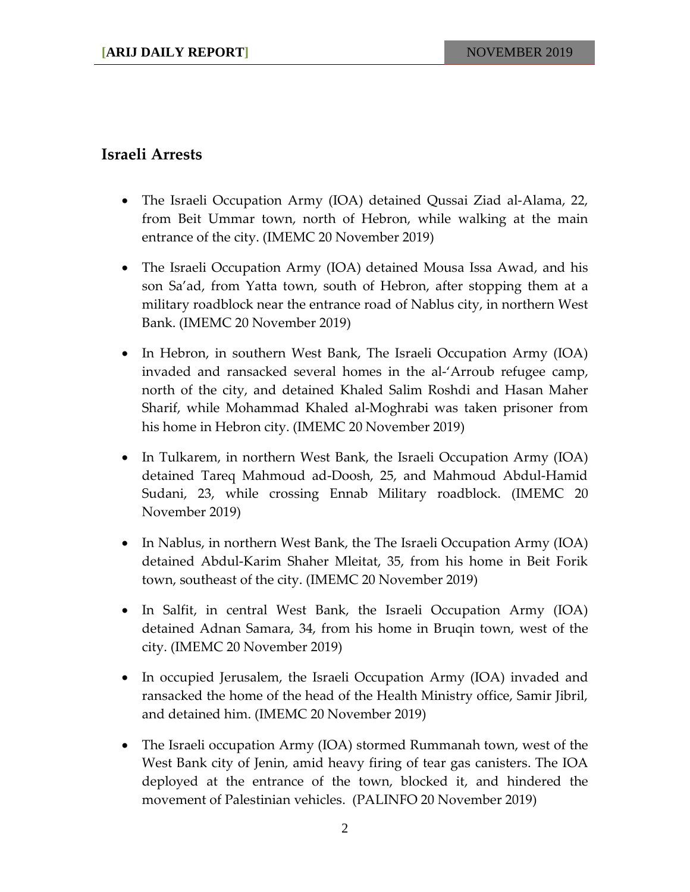## Israeli Arrests

- The Israeli Occupation Army (IOA) detained Qussai Ziad al-Alama, 22, from Beit Ummar town, north of Hebron, while walking at the main entrance of the city. (IMEMC 20 November 2019)
- The Israeli Occupation Army (IOA) detained Mousa Issa Awad, and his son Sa'ad, from Yatta town, south of Hebron, after stopping them at a military roadblock near the entrance road of Nablus city, in northern West Bank. (IMEMC 20 November 2019)
- In Hebron, in southern West Bank, The Israeli Occupation Army (IOA) invaded and ransacked several homes in the al-'Arroub refugee camp, north of the city, and detained Khaled Salim Roshdi and Hasan Maher Sharif, while Mohammad Khaled al-Moghrabi was taken prisoner from his home in Hebron city. (IMEMC 20 November 2019)
- In Tulkarem, in northern West Bank, the Israeli Occupation Army (IOA) detained Tareq Mahmoud ad-Doosh, 25, and Mahmoud Abdul-Hamid Sudani, 23, while crossing Ennab Military roadblock. (IMEMC 20 November 2019)
- In Nablus, in northern West Bank, the The Israeli Occupation Army (IOA) detained Abdul-Karim Shaher Mleitat, 35, from his home in Beit Forik town, southeast of the city. (IMEMC 20 November 2019)
- In Salfit, in central West Bank, the Israeli Occupation Army (IOA) detained Adnan Samara, 34, from his home in Bruqin town, west of the city. (IMEMC 20 November 2019)
- In occupied Jerusalem, the Israeli Occupation Army (IOA) invaded and ransacked the home of the head of the Health Ministry office, Samir Jibril, and detained him. (IMEMC 20 November 2019)
- The Israeli occupation Army (IOA) stormed Rummanah town, west of the West Bank city of Jenin, amid heavy firing of tear gas canisters. The IOA deployed at the entrance of the town, blocked it, and hindered the movement of Palestinian vehicles. (PALINFO 20 November 2019)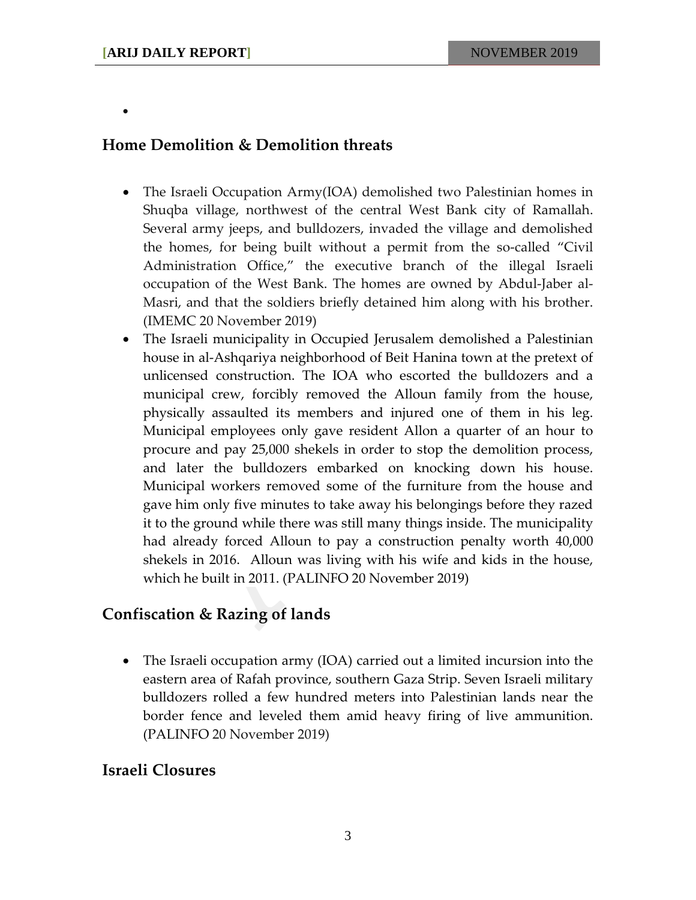- 

## Home Demolition & Demolition threats

- The Israeli Occupation Army(IOA) demolished two Palestinian homes in Shuqba village, northwest of the central West Bank city of Ramallah. Several army jeeps, and bulldozers, invaded the village and demolished the homes, for being built without a permit from the so-called "Civil Administration Office," the executive branch of the illegal Israeli occupation of the West Bank. The homes are owned by Abdul-Jaber al-Masri, and that the soldiers briefly detained him along with his brother. (IMEMC 20 November 2019)
- The Israeli municipality in Occupied Jerusalem demolished a Palestinian house in al-Ashqariya neighborhood of Beit Hanina town at the pretext of unlicensed construction. The IOA who escorted the bulldozers and a municipal crew, forcibly removed the Alloun family from the house, physically assaulted its members and injured one of them in his leg. Municipal employees only gave resident Allon a quarter of an hour to procure and pay 25,000 shekels in order to stop the demolition process, and later the bulldozers embarked on knocking down his house. Municipal workers removed some of the furniture from the house and gave him only five minutes to take away his belongings before they razed it to the ground while there was still many things inside. The municipality had already forced Alloun to pay a construction penalty worth 40,000 shekels in 2016. Alloun was living with his wife and kids in the house, which he built in 2011. (PALINFO 20 November 2019)

## Confiscation & Razing of lands

- The Israeli occupation army (IOA) carried out a limited incursion into the eastern area of Rafah province, southern Gaza Strip. Seven Israeli military bulldozers rolled a few hundred meters into Palestinian lands near the border fence and leveled them amid heavy firing of live ammunition. (PALINFO 20 November 2019)

## Israeli Closures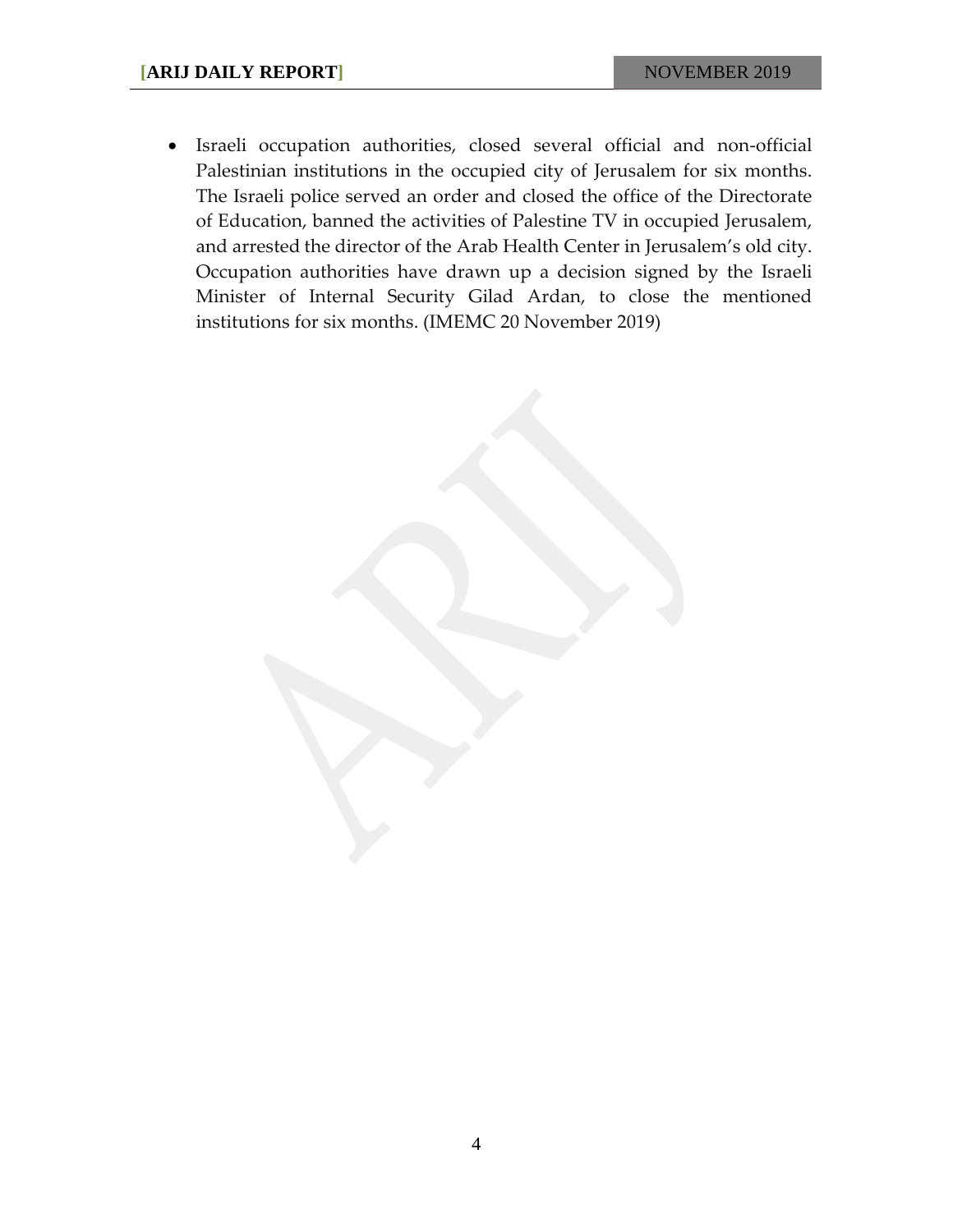- Israeli occupation authorities, closed several official and non-official Palestinian institutions in the occupied city of Jerusalem for six months. The Israeli police served an order and closed the office of the Directorate of Education, banned the activities of Palestine TV in occupied Jerusalem, and arrested the director of the Arab Health Center in Jerusalem's old city. Occupation authorities have drawn up a decision signed by the Israeli Minister of Internal Security Gilad Ardan, to close the mentioned institutions for six months. (IMEMC 20 November 2019)